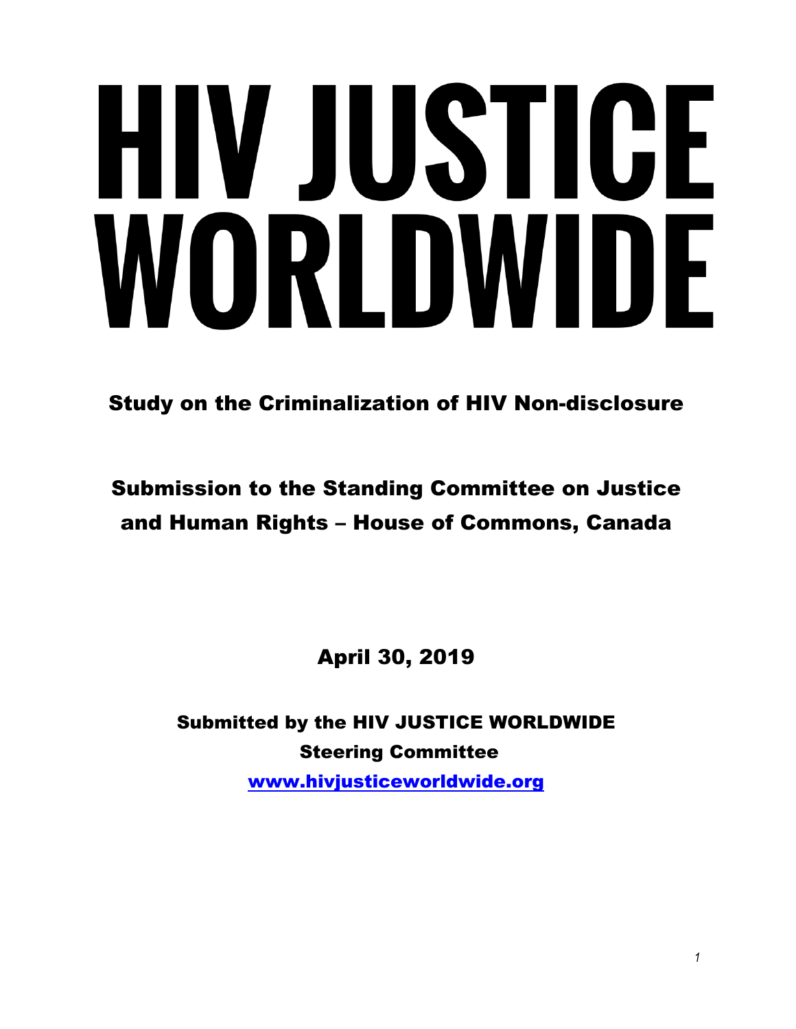# HIV JUSTICE WORLDWIDE

## Study on the Criminalization of HIV Non-disclosure

## Submission to the Standing Committee on Justice and Human Rights – House of Commons, Canada

**April 30, 2019**

**Submitted by the HIV JUSTICE WORLDWIDE Steering Committee**

[www.hivjusticeworldwide.org](http://www.hivjusticeworldwide.org)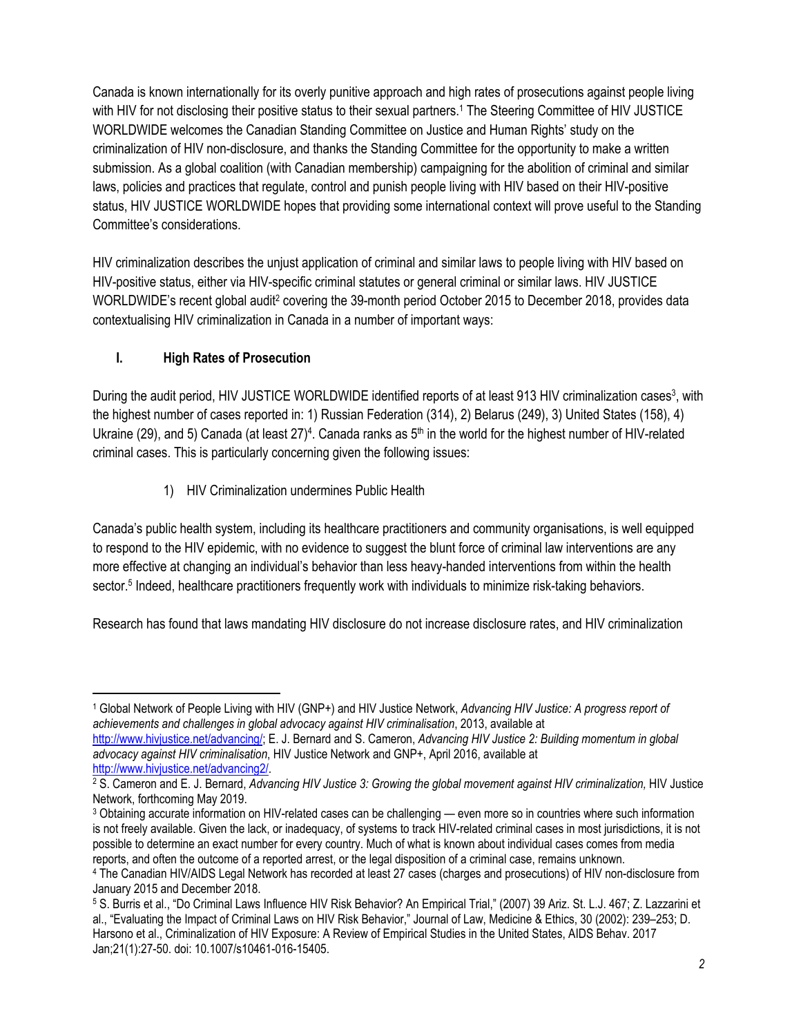Canada is known internationally for its overly punitive approach and high rates of prosecutions against people living with HIV for not disclosing their positive status to their sexual partners.[1] The Steering Committee of HIV JUSTICE WORLDWIDE welcomes the Canadian Standing Committee on Justice and Human Rights' study on the criminalization of HIV non-disclosure, and thanks the Standing Committee for the opportunity to make a written submission. As a global coalition (with Canadian membership) campaigning for the abolition of criminal and similar laws, policies and practices that regulate, control and punish people living with HIV based on their HIV-positive status, HIV JUSTICE WORLDWIDE hopes that providing some international context will prove useful to the Standing Committee's considerations.

HIV criminalization describes the unjust application of criminal and similar laws to people living with HIV based on HIV-positive status, either via HIV-specific criminal statutes or general criminal or similar laws. HIV JUSTICE WORLDWIDE's recent global audit[2] covering the 39-month period October 2015 to December 2018, provides data contextualising HIV criminalization in Canada in a number of important ways:

## I. High Rates of Prosecution

During the audit period, HIV JUSTICE WORLDWIDE identified reports of at least 913 HIV criminalization cases[3], with the highest number of cases reported in: 1) Russian Federation (314), 2) Belarus (249), 3) United States (158), 4) Ukraine (29), and 5) Canada (at least 27)[4]. Canada ranks as 5th in the world for the highest number of HIV-related criminal cases. This is particularly concerning given the following issues:

1) HIV Criminalization undermines Public Health

Canada's public health system, including its healthcare practitioners and community organisations, is well equipped to respond to the HIV epidemic, with no evidence to suggest the blunt force of criminal law interventions are any more effective at changing an individual's behavior than less heavy-handed interventions from within the health sector.[5] Indeed, healthcare practitioners frequently work with individuals to minimize risk-taking behaviors.

Research has found that laws mandating HIV disclosure do not increase disclosure rates, and HIV criminalization

---

[1] Global Network of People Living with HIV (GNP+) and HIV Justice Network, *Advancing HIV Justice: A progress report of achievements and challenges in global advocacy against HIV criminalisation*, 2013, available at http://www.hivjustice.net/advancing/; E. J. Bernard and S. Cameron, *Advancing HIV Justice 2: Building momentum in global advocacy against HIV criminalisation*, HIV Justice Network and GNP+, April 2016, available at http://www.hivjustice.net/advancing2/.

[2] S. Cameron and E. J. Bernard, *Advancing HIV Justice 3: Growing the global movement against HIV criminalization,* HIV Justice Network, forthcoming May 2019.

[3] Obtaining accurate information on HIV-related cases can be challenging — even more so in countries where such information is not freely available. Given the lack, or inadequacy, of systems to track HIV-related criminal cases in most jurisdictions, it is not possible to determine an exact number for every country. Much of what is known about individual cases comes from media reports, and often the outcome of a reported arrest, or the legal disposition of a criminal case, remains unknown.

[4] The Canadian HIV/AIDS Legal Network has recorded at least 27 cases (charges and prosecutions) of HIV non-disclosure from January 2015 and December 2018.

[5] S. Burris et al., "Do Criminal Laws Influence HIV Risk Behavior? An Empirical Trial," (2007) 39 Ariz. St. L.J. 467; Z. Lazzarini et al., "Evaluating the Impact of Criminal Laws on HIV Risk Behavior," Journal of Law, Medicine & Ethics, 30 (2002): 239–253; D. Harsono et al., Criminalization of HIV Exposure: A Review of Empirical Studies in the United States, AIDS Behav. 2017 Jan;21(1):27-50. doi: 10.1007/s10461-016-15405.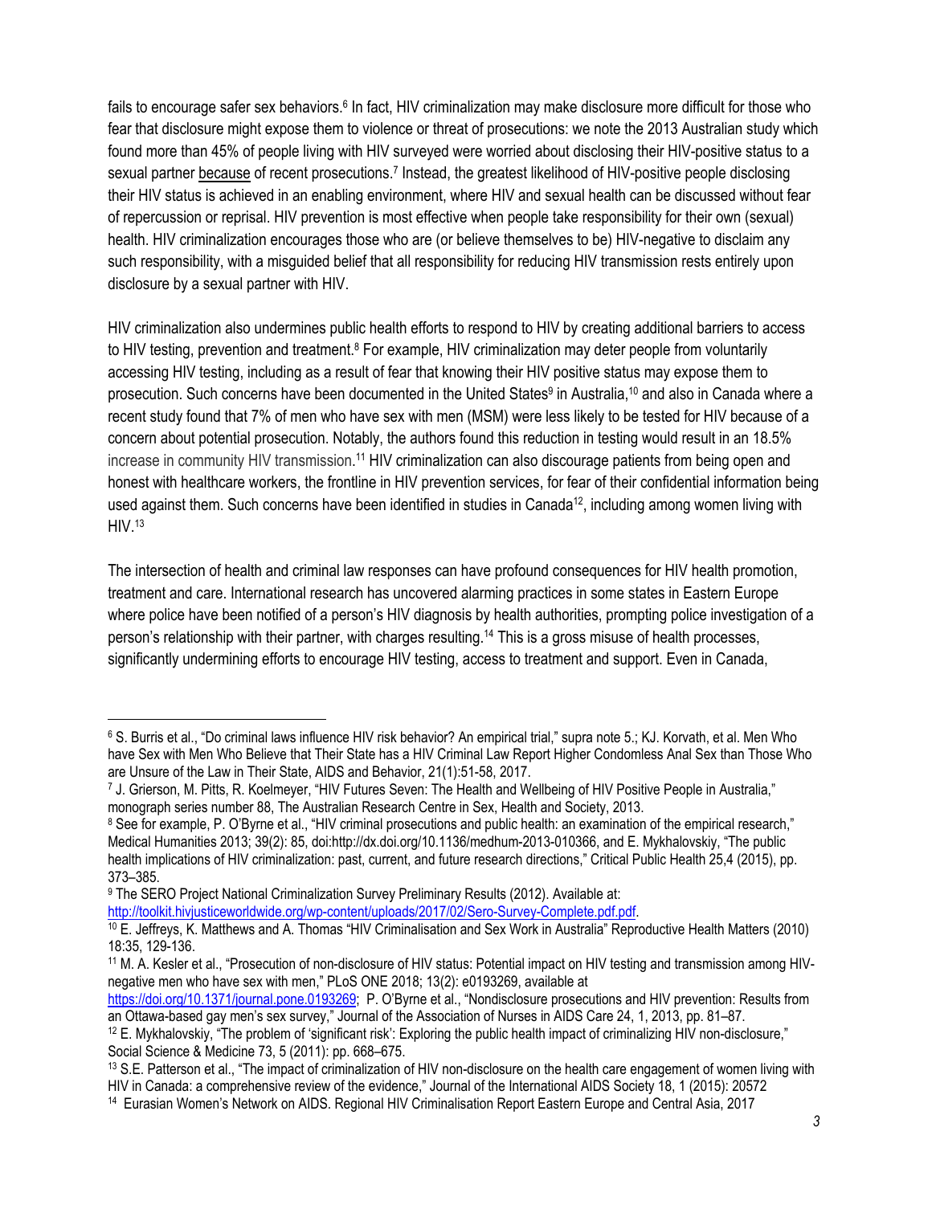fails to encourage safer sex behaviors.[6] In fact, HIV criminalization may make disclosure more difficult for those who fear that disclosure might expose them to violence or threat of prosecutions: we note the 2013 Australian study which found more than 45% of people living with HIV surveyed were worried about disclosing their HIV-positive status to a sexual partner <u>because</u> of recent prosecutions.[7] Instead, the greatest likelihood of HIV-positive people disclosing their HIV status is achieved in an enabling environment, where HIV and sexual health can be discussed without fear of repercussion or reprisal. HIV prevention is most effective when people take responsibility for their own (sexual) health. HIV criminalization encourages those who are (or believe themselves to be) HIV-negative to disclaim any such responsibility, with a misguided belief that all responsibility for reducing HIV transmission rests entirely upon disclosure by a sexual partner with HIV.

HIV criminalization also undermines public health efforts to respond to HIV by creating additional barriers to access to HIV testing, prevention and treatment.[8] For example, HIV criminalization may deter people from voluntarily accessing HIV testing, including as a result of fear that knowing their HIV positive status may expose them to prosecution. Such concerns have been documented in the United States[9] in Australia,[10] and also in Canada where a recent study found that 7% of men who have sex with men (MSM) were less likely to be tested for HIV because of a concern about potential prosecution. Notably, the authors found this reduction in testing would result in an 18.5% increase in community HIV transmission.[11] HIV criminalization can also discourage patients from being open and honest with healthcare workers, the frontline in HIV prevention services, for fear of their confidential information being used against them. Such concerns have been identified in studies in Canada[12], including among women living with HIV.[13]

The intersection of health and criminal law responses can have profound consequences for HIV health promotion, treatment and care. International research has uncovered alarming practices in some states in Eastern Europe where police have been notified of a person's HIV diagnosis by health authorities, prompting police investigation of a person's relationship with their partner, with charges resulting.[14] This is a gross misuse of health processes, significantly undermining efforts to encourage HIV testing, access to treatment and support. Even in Canada,

---

[6] S. Burris et al., "Do criminal laws influence HIV risk behavior? An empirical trial," supra note 5.; KJ. Korvath, et al. Men Who have Sex with Men Who Believe that Their State has a HIV Criminal Law Report Higher Condomless Anal Sex than Those Who are Unsure of the Law in Their State, AIDS and Behavior, 21(1):51-58, 2017.

[7] J. Grierson, M. Pitts, R. Koelmeyer, "HIV Futures Seven: The Health and Wellbeing of HIV Positive People in Australia," monograph series number 88, The Australian Research Centre in Sex, Health and Society, 2013.

[8] See for example, P. O'Byrne et al., "HIV criminal prosecutions and public health: an examination of the empirical research," Medical Humanities 2013; 39(2): 85, doi:http://dx.doi.org/10.1136/medhum-2013-010366, and E. Mykhalovskiy, "The public health implications of HIV criminalization: past, current, and future research directions," Critical Public Health 25,4 (2015), pp. 373–385.

[9] The SERO Project National Criminalization Survey Preliminary Results (2012). Available at: http://toolkit.hivjusticeworldwide.org/wp-content/uploads/2017/02/Sero-Survey-Complete.pdf.pdf.

[10] E. Jeffreys, K. Matthews and A. Thomas "HIV Criminalisation and Sex Work in Australia" Reproductive Health Matters (2010) 18:35, 129-136.

[11] M. A. Kesler et al., "Prosecution of non-disclosure of HIV status: Potential impact on HIV testing and transmission among HIV-negative men who have sex with men," PLoS ONE 2018; 13(2): e0193269, available at https://doi.org/10.1371/journal.pone.0193269; P. O'Byrne et al., "Nondisclosure prosecutions and HIV prevention: Results from an Ottawa-based gay men's sex survey," Journal of the Association of Nurses in AIDS Care 24, 1, 2013, pp. 81–87.

[12] E. Mykhalovskiy, "The problem of 'significant risk': Exploring the public health impact of criminalizing HIV non-disclosure," Social Science & Medicine 73, 5 (2011): pp. 668–675.

[13] S.E. Patterson et al., "The impact of criminalization of HIV non-disclosure on the health care engagement of women living with HIV in Canada: a comprehensive review of the evidence," Journal of the International AIDS Society 18, 1 (2015): 20572

[14] Eurasian Women's Network on AIDS. Regional HIV Criminalisation Report Eastern Europe and Central Asia, 2017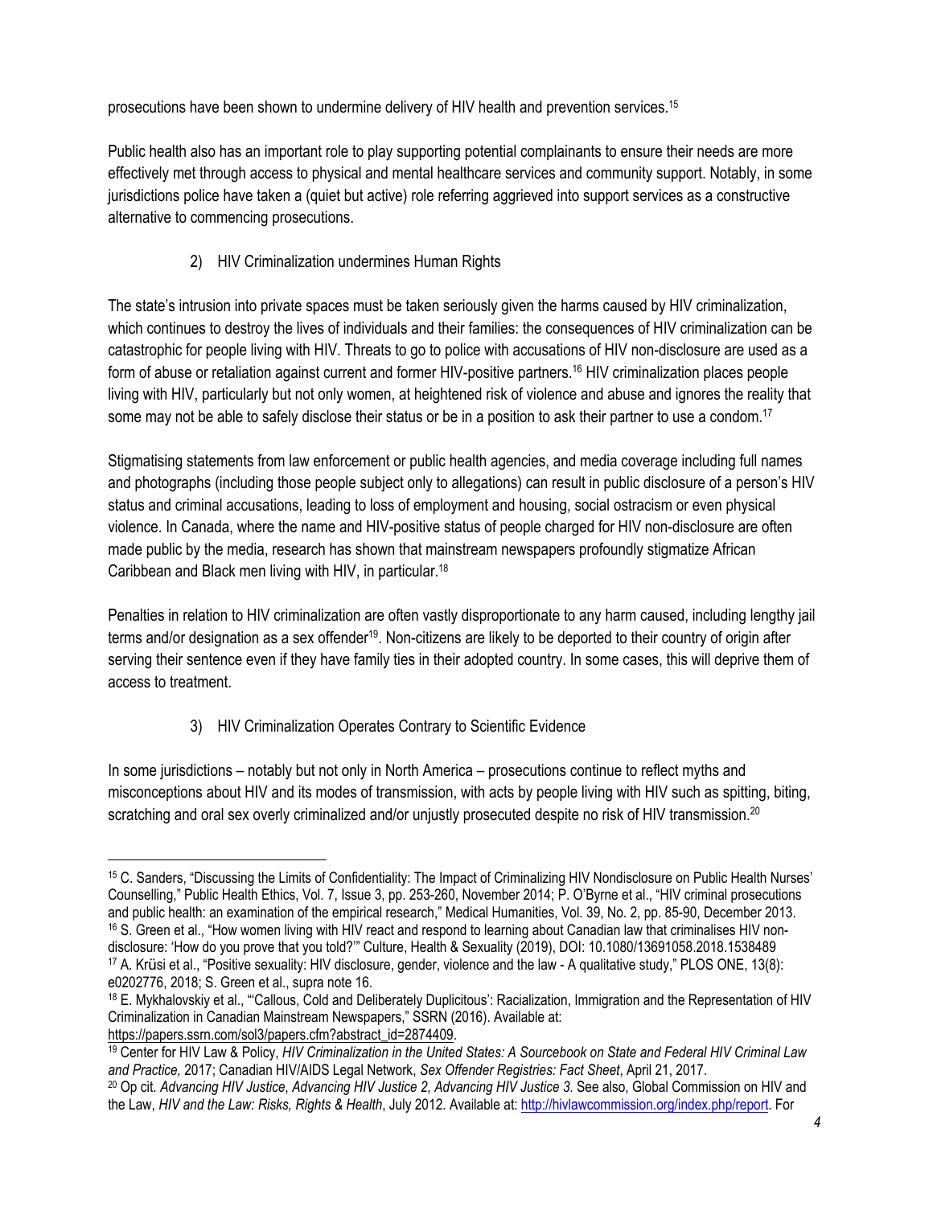prosecutions have been shown to undermine delivery of HIV health and prevention services.[15]

Public health also has an important role to play supporting potential complainants to ensure their needs are more effectively met through access to physical and mental healthcare services and community support. Notably, in some jurisdictions police have taken a (quiet but active) role referring aggrieved into support services as a constructive alternative to commencing prosecutions.

2) HIV Criminalization undermines Human Rights

The state's intrusion into private spaces must be taken seriously given the harms caused by HIV criminalization, which continues to destroy the lives of individuals and their families: the consequences of HIV criminalization can be catastrophic for people living with HIV. Threats to go to police with accusations of HIV non-disclosure are used as a form of abuse or retaliation against current and former HIV-positive partners.[16] HIV criminalization places people living with HIV, particularly but not only women, at heightened risk of violence and abuse and ignores the reality that some may not be able to safely disclose their status or be in a position to ask their partner to use a condom.[17]

Stigmatising statements from law enforcement or public health agencies, and media coverage including full names and photographs (including those people subject only to allegations) can result in public disclosure of a person's HIV status and criminal accusations, leading to loss of employment and housing, social ostracism or even physical violence. In Canada, where the name and HIV-positive status of people charged for HIV non-disclosure are often made public by the media, research has shown that mainstream newspapers profoundly stigmatize African Caribbean and Black men living with HIV, in particular.[18]

Penalties in relation to HIV criminalization are often vastly disproportionate to any harm caused, including lengthy jail terms and/or designation as a sex offender[19]. Non-citizens are likely to be deported to their country of origin after serving their sentence even if they have family ties in their adopted country. In some cases, this will deprive them of access to treatment.

3) HIV Criminalization Operates Contrary to Scientific Evidence

In some jurisdictions – notably but not only in North America – prosecutions continue to reflect myths and misconceptions about HIV and its modes of transmission, with acts by people living with HIV such as spitting, biting, scratching and oral sex overly criminalized and/or unjustly prosecuted despite no risk of HIV transmission.[20]

---

[15] C. Sanders, "Discussing the Limits of Confidentiality: The Impact of Criminalizing HIV Nondisclosure on Public Health Nurses' Counselling," Public Health Ethics, Vol. 7, Issue 3, pp. 253-260, November 2014; P. O'Byrne et al., "HIV criminal prosecutions and public health: an examination of the empirical research," Medical Humanities, Vol. 39, No. 2, pp. 85-90, December 2013.

[16] S. Green et al., "How women living with HIV react and respond to learning about Canadian law that criminalises HIV non-disclosure: 'How do you prove that you told?'" Culture, Health & Sexuality (2019), DOI: 10.1080/13691058.2018.1538489

[17] A. Krüsi et al., "Positive sexuality: HIV disclosure, gender, violence and the law - A qualitative study," PLOS ONE, 13(8): e0202776, 2018; S. Green et al., supra note 16.

[18] E. Mykhalovskiy et al., "'Callous, Cold and Deliberately Duplicitous': Racialization, Immigration and the Representation of HIV Criminalization in Canadian Mainstream Newspapers," SSRN (2016). Available at: https://papers.ssrn.com/sol3/papers.cfm?abstract_id=2874409.

[19] Center for HIV Law & Policy, *HIV Criminalization in the United States: A Sourcebook on State and Federal HIV Criminal Law and Practice,* 2017; Canadian HIV/AIDS Legal Network, *Sex Offender Registries: Fact Sheet*, April 21, 2017.

[20] Op cit. *Advancing HIV Justice*, *Advancing HIV Justice 2*, *Advancing HIV Justice 3*. See also, Global Commission on HIV and the Law, *HIV and the Law: Risks, Rights & Health*, July 2012. Available at: http://hivlawcommission.org/index.php/report. For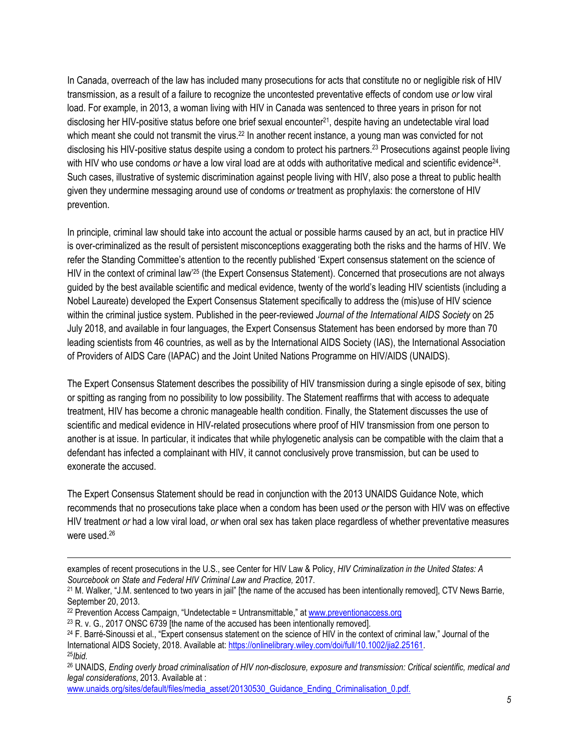In Canada, overreach of the law has included many prosecutions for acts that constitute no or negligible risk of HIV transmission, as a result of a failure to recognize the uncontested preventative effects of condom use *or* low viral load. For example, in 2013, a woman living with HIV in Canada was sentenced to three years in prison for not disclosing her HIV-positive status before one brief sexual encounter[21], despite having an undetectable viral load which meant she could not transmit the virus.[22] In another recent instance, a young man was convicted for not disclosing his HIV-positive status despite using a condom to protect his partners.[23] Prosecutions against people living with HIV who use condoms *or* have a low viral load are at odds with authoritative medical and scientific evidence[24]. Such cases, illustrative of systemic discrimination against people living with HIV, also pose a threat to public health given they undermine messaging around use of condoms *or* treatment as prophylaxis: the cornerstone of HIV prevention.

In principle, criminal law should take into account the actual or possible harms caused by an act, but in practice HIV is over-criminalized as the result of persistent misconceptions exaggerating both the risks and the harms of HIV. We refer the Standing Committee's attention to the recently published 'Expert consensus statement on the science of HIV in the context of criminal law'[25] (the Expert Consensus Statement). Concerned that prosecutions are not always guided by the best available scientific and medical evidence, twenty of the world's leading HIV scientists (including a Nobel Laureate) developed the Expert Consensus Statement specifically to address the (mis)use of HIV science within the criminal justice system. Published in the peer-reviewed *Journal of the International AIDS Society* on 25 July 2018, and available in four languages, the Expert Consensus Statement has been endorsed by more than 70 leading scientists from 46 countries, as well as by the International AIDS Society (IAS), the International Association of Providers of AIDS Care (IAPAC) and the Joint United Nations Programme on HIV/AIDS (UNAIDS).

The Expert Consensus Statement describes the possibility of HIV transmission during a single episode of sex, biting or spitting as ranging from no possibility to low possibility. The Statement reaffirms that with access to adequate treatment, HIV has become a chronic manageable health condition. Finally, the Statement discusses the use of scientific and medical evidence in HIV-related prosecutions where proof of HIV transmission from one person to another is at issue. In particular, it indicates that while phylogenetic analysis can be compatible with the claim that a defendant has infected a complainant with HIV, it cannot conclusively prove transmission, but can be used to exonerate the accused.

The Expert Consensus Statement should be read in conjunction with the 2013 UNAIDS Guidance Note, which recommends that no prosecutions take place when a condom has been used *or* the person with HIV was on effective HIV treatment *or* had a low viral load, *or* when oral sex has taken place regardless of whether preventative measures were used.[26]

---

examples of recent prosecutions in the U.S., see Center for HIV Law & Policy, *HIV Criminalization in the United States: A Sourcebook on State and Federal HIV Criminal Law and Practice,* 2017.

[21] M. Walker, "J.M. sentenced to two years in jail" [the name of the accused has been intentionally removed], CTV News Barrie, September 20, 2013.

[22] Prevention Access Campaign, "Undetectable = Untransmittable," at www.preventionaccess.org

[23] R. v. G., 2017 ONSC 6739 [the name of the accused has been intentionally removed].

[24] F. Barré-Sinoussi et al., "Expert consensus statement on the science of HIV in the context of criminal law," Journal of the International AIDS Society, 2018. Available at: https://onlinelibrary.wiley.com/doi/full/10.1002/jia2.25161.

[25] *Ibid.*

[26] UNAIDS, *Ending overly broad criminalisation of HIV non-disclosure, exposure and transmission: Critical scientific, medical and legal considerations*, 2013. Available at : www.unaids.org/sites/default/files/media_asset/20130530_Guidance_Ending_Criminalisation_0.pdf.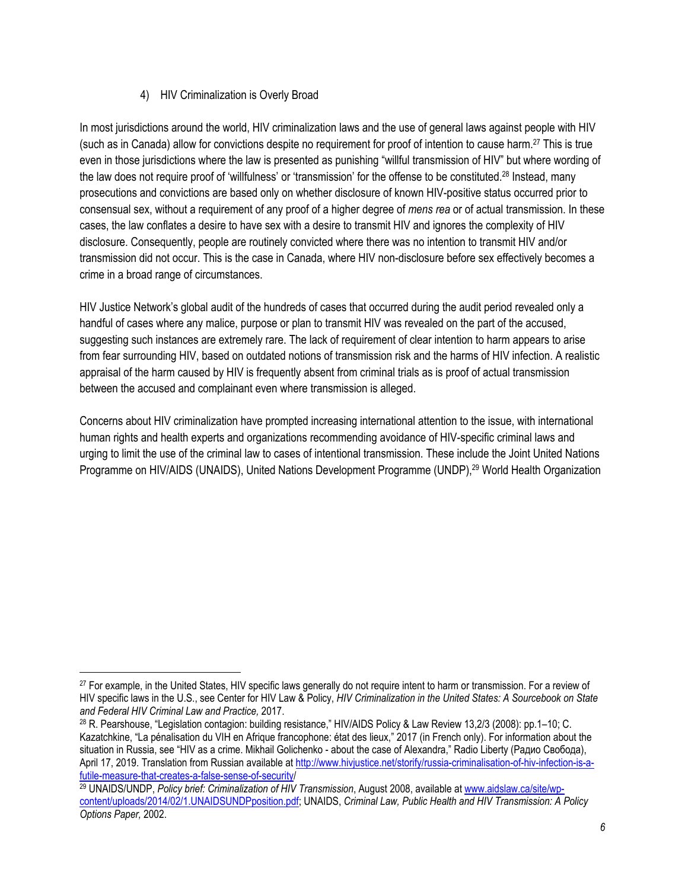4) HIV Criminalization is Overly Broad

In most jurisdictions around the world, HIV criminalization laws and the use of general laws against people with HIV (such as in Canada) allow for convictions despite no requirement for proof of intention to cause harm.[27] This is true even in those jurisdictions where the law is presented as punishing "willful transmission of HIV" but where wording of the law does not require proof of 'willfulness' or 'transmission' for the offense to be constituted.[28] Instead, many prosecutions and convictions are based only on whether disclosure of known HIV-positive status occurred prior to consensual sex, without a requirement of any proof of a higher degree of *mens rea* or of actual transmission. In these cases, the law conflates a desire to have sex with a desire to transmit HIV and ignores the complexity of HIV disclosure. Consequently, people are routinely convicted where there was no intention to transmit HIV and/or transmission did not occur. This is the case in Canada, where HIV non-disclosure before sex effectively becomes a crime in a broad range of circumstances.

HIV Justice Network's global audit of the hundreds of cases that occurred during the audit period revealed only a handful of cases where any malice, purpose or plan to transmit HIV was revealed on the part of the accused, suggesting such instances are extremely rare. The lack of requirement of clear intention to harm appears to arise from fear surrounding HIV, based on outdated notions of transmission risk and the harms of HIV infection. A realistic appraisal of the harm caused by HIV is frequently absent from criminal trials as is proof of actual transmission between the accused and complainant even where transmission is alleged.

Concerns about HIV criminalization have prompted increasing international attention to the issue, with international human rights and health experts and organizations recommending avoidance of HIV-specific criminal laws and urging to limit the use of the criminal law to cases of intentional transmission. These include the Joint United Nations Programme on HIV/AIDS (UNAIDS), United Nations Development Programme (UNDP),[29] World Health Organization

---

[27] For example, in the United States, HIV specific laws generally do not require intent to harm or transmission. For a review of HIV specific laws in the U.S., see Center for HIV Law & Policy, *HIV Criminalization in the United States: A Sourcebook on State and Federal HIV Criminal Law and Practice,* 2017.

[28] R. Pearshouse, "Legislation contagion: building resistance," HIV/AIDS Policy & Law Review 13,2/3 (2008): pp.1–10; C. Kazatchkine, "La pénalisation du VIH en Afrique francophone: état des lieux," 2017 (in French only). For information about the situation in Russia, see "HIV as a crime. Mikhail Golichenko - about the case of Alexandra," Radio Liberty (Радио Свобода), April 17, 2019. Translation from Russian available at http://www.hivjustice.net/storify/russia-criminalisation-of-hiv-infection-is-a-futile-measure-that-creates-a-false-sense-of-security/

[29] UNAIDS/UNDP, *Policy brief: Criminalization of HIV Transmission*, August 2008, available at www.aidslaw.ca/site/wp-content/uploads/2014/02/1.UNAIDSUNDPposition.pdf; UNAIDS, *Criminal Law, Public Health and HIV Transmission: A Policy Options Paper,* 2002.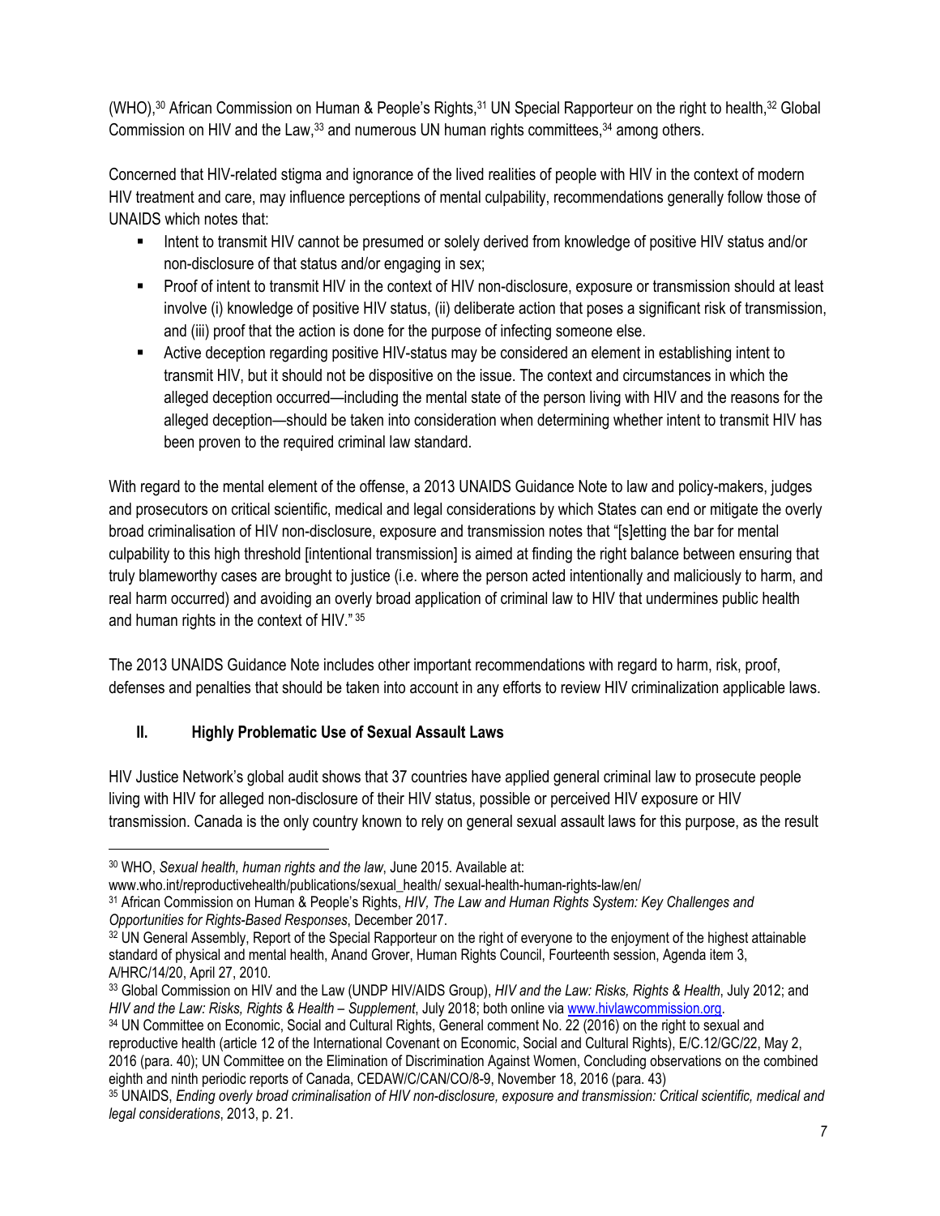(WHO),[30] African Commission on Human & People's Rights,[31] UN Special Rapporteur on the right to health,[32] Global Commission on HIV and the Law,[33] and numerous UN human rights committees,[34] among others.

Concerned that HIV-related stigma and ignorance of the lived realities of people with HIV in the context of modern HIV treatment and care, may influence perceptions of mental culpability, recommendations generally follow those of UNAIDS which notes that:

- Intent to transmit HIV cannot be presumed or solely derived from knowledge of positive HIV status and/or non-disclosure of that status and/or engaging in sex;
- Proof of intent to transmit HIV in the context of HIV non-disclosure, exposure or transmission should at least involve (i) knowledge of positive HIV status, (ii) deliberate action that poses a significant risk of transmission, and (iii) proof that the action is done for the purpose of infecting someone else.
- Active deception regarding positive HIV-status may be considered an element in establishing intent to transmit HIV, but it should not be dispositive on the issue. The context and circumstances in which the alleged deception occurred—including the mental state of the person living with HIV and the reasons for the alleged deception—should be taken into consideration when determining whether intent to transmit HIV has been proven to the required criminal law standard.

With regard to the mental element of the offense, a 2013 UNAIDS Guidance Note to law and policy-makers, judges and prosecutors on critical scientific, medical and legal considerations by which States can end or mitigate the overly broad criminalisation of HIV non-disclosure, exposure and transmission notes that "[s]etting the bar for mental culpability to this high threshold [intentional transmission] is aimed at finding the right balance between ensuring that truly blameworthy cases are brought to justice (i.e. where the person acted intentionally and maliciously to harm, and real harm occurred) and avoiding an overly broad application of criminal law to HIV that undermines public health and human rights in the context of HIV." [35]

The 2013 UNAIDS Guidance Note includes other important recommendations with regard to harm, risk, proof, defenses and penalties that should be taken into account in any efforts to review HIV criminalization applicable laws.

## II. Highly Problematic Use of Sexual Assault Laws

HIV Justice Network's global audit shows that 37 countries have applied general criminal law to prosecute people living with HIV for alleged non-disclosure of their HIV status, possible or perceived HIV exposure or HIV transmission. Canada is the only country known to rely on general sexual assault laws for this purpose, as the result

---

[30] WHO, *Sexual health, human rights and the law*, June 2015. Available at: www.who.int/reproductivehealth/publications/sexual_health/ sexual-health-human-rights-law/en/

[31] African Commission on Human & People's Rights, *HIV, The Law and Human Rights System: Key Challenges and Opportunities for Rights-Based Responses*, December 2017.

[32] UN General Assembly, Report of the Special Rapporteur on the right of everyone to the enjoyment of the highest attainable standard of physical and mental health, Anand Grover, Human Rights Council, Fourteenth session, Agenda item 3, A/HRC/14/20, April 27, 2010.

[33] Global Commission on HIV and the Law (UNDP HIV/AIDS Group), *HIV and the Law: Risks, Rights & Health*, July 2012; and *HIV and the Law: Risks, Rights & Health – Supplement*, July 2018; both online via www.hivlawcommission.org.

[34] UN Committee on Economic, Social and Cultural Rights, General comment No. 22 (2016) on the right to sexual and reproductive health (article 12 of the International Covenant on Economic, Social and Cultural Rights), E/C.12/GC/22, May 2, 2016 (para. 40); UN Committee on the Elimination of Discrimination Against Women, Concluding observations on the combined eighth and ninth periodic reports of Canada, CEDAW/C/CAN/CO/8-9, November 18, 2016 (para. 43)

[35] UNAIDS, *Ending overly broad criminalisation of HIV non-disclosure, exposure and transmission: Critical scientific, medical and legal considerations*, 2013, p. 21.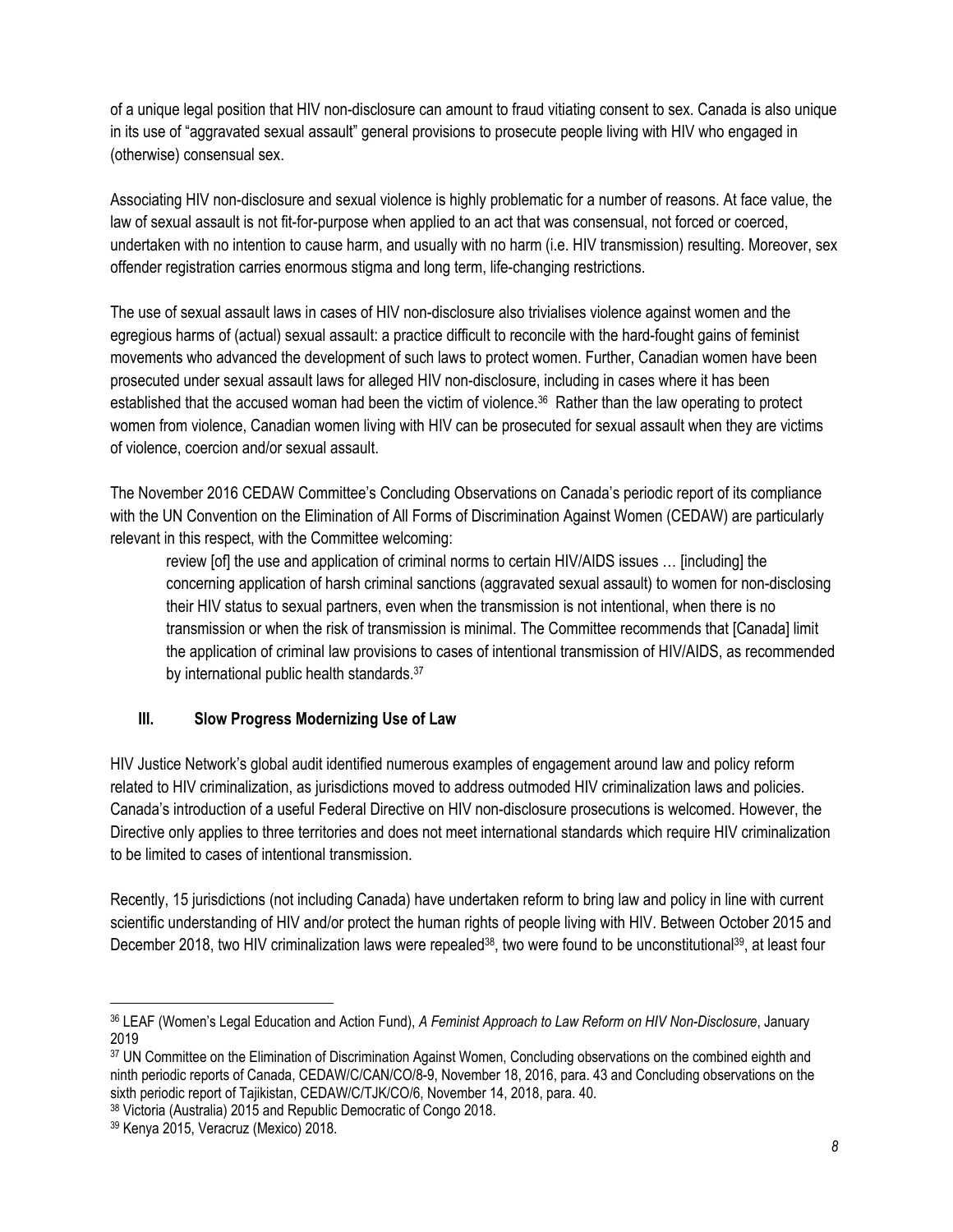of a unique legal position that HIV non-disclosure can amount to fraud vitiating consent to sex. Canada is also unique in its use of "aggravated sexual assault" general provisions to prosecute people living with HIV who engaged in (otherwise) consensual sex.

Associating HIV non-disclosure and sexual violence is highly problematic for a number of reasons. At face value, the law of sexual assault is not fit-for-purpose when applied to an act that was consensual, not forced or coerced, undertaken with no intention to cause harm, and usually with no harm (i.e. HIV transmission) resulting. Moreover, sex offender registration carries enormous stigma and long term, life-changing restrictions.

The use of sexual assault laws in cases of HIV non-disclosure also trivialises violence against women and the egregious harms of (actual) sexual assault: a practice difficult to reconcile with the hard-fought gains of feminist movements who advanced the development of such laws to protect women. Further, Canadian women have been prosecuted under sexual assault laws for alleged HIV non-disclosure, including in cases where it has been established that the accused woman had been the victim of violence.[36] Rather than the law operating to protect women from violence, Canadian women living with HIV can be prosecuted for sexual assault when they are victims of violence, coercion and/or sexual assault.

The November 2016 CEDAW Committee's Concluding Observations on Canada's periodic report of its compliance with the UN Convention on the Elimination of All Forms of Discrimination Against Women (CEDAW) are particularly relevant in this respect, with the Committee welcoming:

> review [of] the use and application of criminal norms to certain HIV/AIDS issues … [including] the concerning application of harsh criminal sanctions (aggravated sexual assault) to women for non-disclosing their HIV status to sexual partners, even when the transmission is not intentional, when there is no transmission or when the risk of transmission is minimal. The Committee recommends that [Canada] limit the application of criminal law provisions to cases of intentional transmission of HIV/AIDS, as recommended by international public health standards.[37]

## III. Slow Progress Modernizing Use of Law

HIV Justice Network's global audit identified numerous examples of engagement around law and policy reform related to HIV criminalization, as jurisdictions moved to address outmoded HIV criminalization laws and policies. Canada's introduction of a useful Federal Directive on HIV non-disclosure prosecutions is welcomed. However, the Directive only applies to three territories and does not meet international standards which require HIV criminalization to be limited to cases of intentional transmission.

Recently, 15 jurisdictions (not including Canada) have undertaken reform to bring law and policy in line with current scientific understanding of HIV and/or protect the human rights of people living with HIV. Between October 2015 and December 2018, two HIV criminalization laws were repealed[38], two were found to be unconstitutional[39], at least four

---

[36] LEAF (Women's Legal Education and Action Fund), *A Feminist Approach to Law Reform on HIV Non-Disclosure*, January 2019

[37] UN Committee on the Elimination of Discrimination Against Women, Concluding observations on the combined eighth and ninth periodic reports of Canada, CEDAW/C/CAN/CO/8-9, November 18, 2016, para. 43 and Concluding observations on the sixth periodic report of Tajikistan, CEDAW/C/TJK/CO/6, November 14, 2018, para. 40.

[38] Victoria (Australia) 2015 and Republic Democratic of Congo 2018.

[39] Kenya 2015, Veracruz (Mexico) 2018.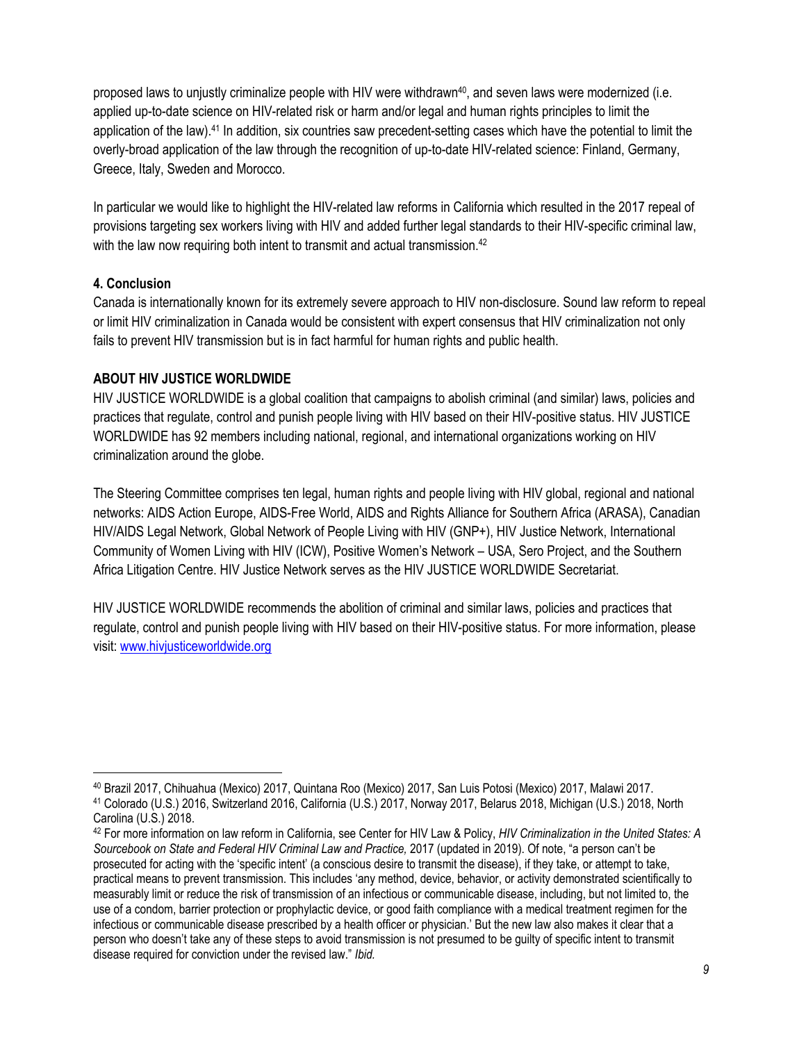proposed laws to unjustly criminalize people with HIV were withdrawn[40], and seven laws were modernized (i.e. applied up-to-date science on HIV-related risk or harm and/or legal and human rights principles to limit the application of the law).[41] In addition, six countries saw precedent-setting cases which have the potential to limit the overly-broad application of the law through the recognition of up-to-date HIV-related science: Finland, Germany, Greece, Italy, Sweden and Morocco.

In particular we would like to highlight the HIV-related law reforms in California which resulted in the 2017 repeal of provisions targeting sex workers living with HIV and added further legal standards to their HIV-specific criminal law, with the law now requiring both intent to transmit and actual transmission.[42]

### 4. Conclusion

Canada is internationally known for its extremely severe approach to HIV non-disclosure. Sound law reform to repeal or limit HIV criminalization in Canada would be consistent with expert consensus that HIV criminalization not only fails to prevent HIV transmission but is in fact harmful for human rights and public health.

### ABOUT HIV JUSTICE WORLDWIDE

HIV JUSTICE WORLDWIDE is a global coalition that campaigns to abolish criminal (and similar) laws, policies and practices that regulate, control and punish people living with HIV based on their HIV-positive status. HIV JUSTICE WORLDWIDE has 92 members including national, regional, and international organizations working on HIV criminalization around the globe.

The Steering Committee comprises ten legal, human rights and people living with HIV global, regional and national networks: AIDS Action Europe, AIDS-Free World, AIDS and Rights Alliance for Southern Africa (ARASA), Canadian HIV/AIDS Legal Network, Global Network of People Living with HIV (GNP+), HIV Justice Network, International Community of Women Living with HIV (ICW), Positive Women's Network – USA, Sero Project, and the Southern Africa Litigation Centre. HIV Justice Network serves as the HIV JUSTICE WORLDWIDE Secretariat.

HIV JUSTICE WORLDWIDE recommends the abolition of criminal and similar laws, policies and practices that regulate, control and punish people living with HIV based on their HIV-positive status. For more information, please visit: [www.hivjusticeworldwide.org](http://www.hivjusticeworldwide.org)

---

[40] Brazil 2017, Chihuahua (Mexico) 2017, Quintana Roo (Mexico) 2017, San Luis Potosi (Mexico) 2017, Malawi 2017.

[41] Colorado (U.S.) 2016, Switzerland 2016, California (U.S.) 2017, Norway 2017, Belarus 2018, Michigan (U.S.) 2018, North Carolina (U.S.) 2018.

[42] For more information on law reform in California, see Center for HIV Law & Policy, *HIV Criminalization in the United States: A Sourcebook on State and Federal HIV Criminal Law and Practice,* 2017 (updated in 2019). Of note, "a person can't be prosecuted for acting with the 'specific intent' (a conscious desire to transmit the disease), if they take, or attempt to take, practical means to prevent transmission. This includes 'any method, device, behavior, or activity demonstrated scientifically to measurably limit or reduce the risk of transmission of an infectious or communicable disease, including, but not limited to, the use of a condom, barrier protection or prophylactic device, or good faith compliance with a medical treatment regimen for the infectious or communicable disease prescribed by a health officer or physician.' But the new law also makes it clear that a person who doesn't take any of these steps to avoid transmission is not presumed to be guilty of specific intent to transmit disease required for conviction under the revised law." *Ibid.*